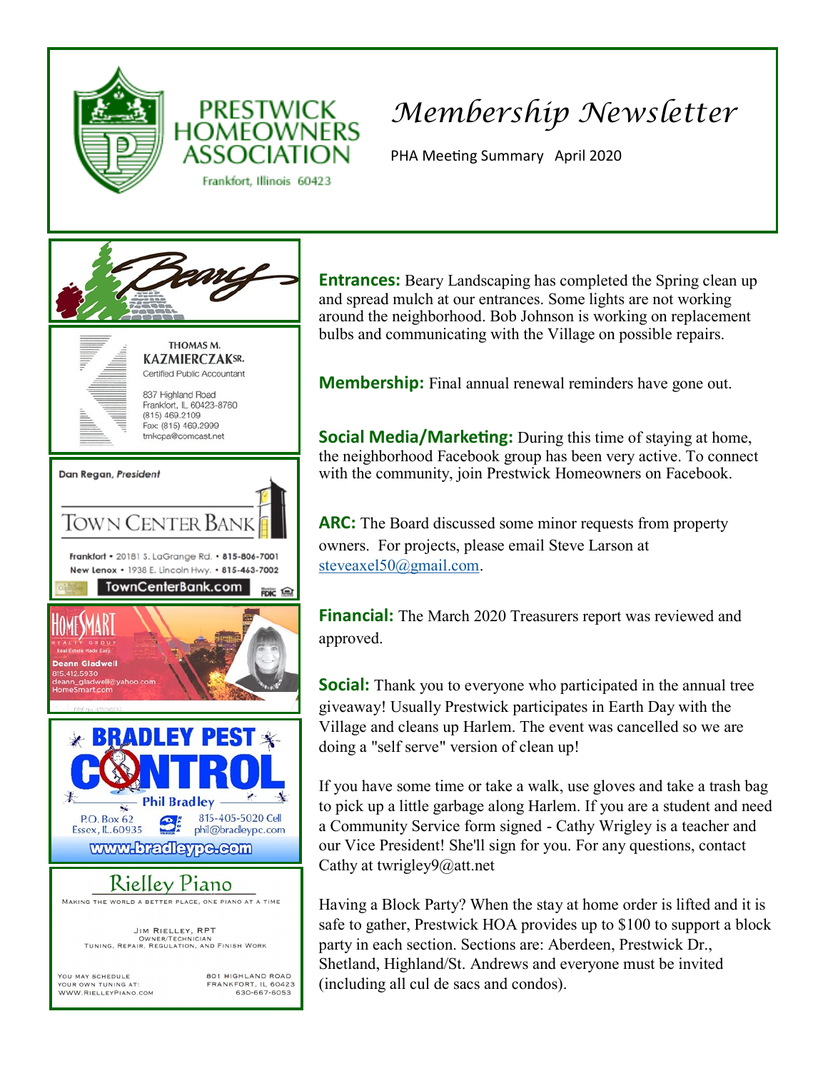# PRESTWICK HOMEOWNERS ASSOCIATION

Frankfort, Illinois 60423

# *Membership Newsletter*

PHA Meeting Summary April 2020

---

Beary

THOMAS M. KAZMIERCZAK SR.
Certified Public Accountant
837 Highland Road
Frankfort, IL 60423-8760
(815) 469.2109
Fax: (815) 469.2999
tmkcpa@comcast.net

Dan Regan, *President*
TOWN CENTER BANK
Frankfort • 20181 S. LaGrange Rd. • 815-806-7001
New Lenox • 1938 E. Lincoln Hwy. • 815-463-7002
TownCenterBank.com

HOMESMART REALTY GROUP
Real Estate Made Easy.
Deann Gladwell
815.412.5930
deann_gladwell@yahoo.com
HomeSmart.com

BRADLEY PEST CONTROL
Phil Bradley
P.O. Box 62
Essex, IL 60935
815-405-5020 Cell
phil@bradleypc.com
www.bradleypc.com

Rielley Piano
MAKING THE WORLD A BETTER PLACE, ONE PIANO AT A TIME
JIM RIELLEY, RPT
OWNER/TECHNICIAN
TUNING, REPAIR, REGULATION, AND FINISH WORK
YOU MAY SCHEDULE YOUR OWN TUNING AT: WWW.RIELLEYPIANO.COM
801 HIGHLAND ROAD
FRANKFORT, IL 60423
630-667-6053

---

**Entrances:** Beary Landscaping has completed the Spring clean up and spread mulch at our entrances. Some lights are not working around the neighborhood. Bob Johnson is working on replacement bulbs and communicating with the Village on possible repairs.

**Membership:** Final annual renewal reminders have gone out.

**Social Media/Marketing:** During this time of staying at home, the neighborhood Facebook group has been very active. To connect with the community, join Prestwick Homeowners on Facebook.

**ARC:** The Board discussed some minor requests from property owners. For projects, please email Steve Larson at steveaxel50@gmail.com.

**Financial:** The March 2020 Treasurers report was reviewed and approved.

**Social:** Thank you to everyone who participated in the annual tree giveaway! Usually Prestwick participates in Earth Day with the Village and cleans up Harlem. The event was cancelled so we are doing a "self serve" version of clean up!

If you have some time or take a walk, use gloves and take a trash bag to pick up a little garbage along Harlem. If you are a student and need a Community Service form signed - Cathy Wrigley is a teacher and our Vice President! She'll sign for you. For any questions, contact Cathy at twrigley9@att.net

Having a Block Party? When the stay at home order is lifted and it is safe to gather, Prestwick HOA provides up to $100 to support a block party in each section. Sections are: Aberdeen, Prestwick Dr., Shetland, Highland/St. Andrews and everyone must be invited (including all cul de sacs and condos).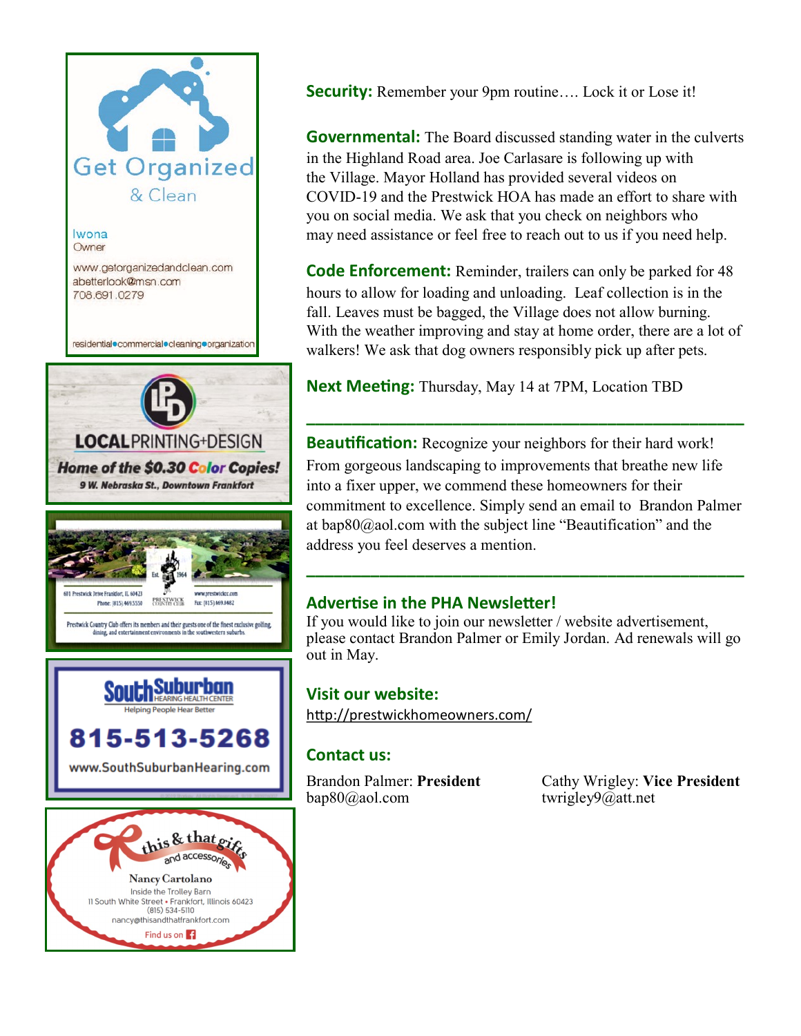Get Organized
& Clean

Iwona
Owner

www.getorganizedandclean.com
abetterlook@msn.com
708.691.0279

residential•commercial•cleaning•organization

LOCALPRINTING+DESIGN
*Home of the $0.30 Color Copies!*
9 W. Nebraska St., Downtown Frankfort

Est. 1964
601 Prestwick Drive Frankfort, IL 60423
Phone: (815) 469.5550
PRESTWICK COUNTRY CLUB
www.prestwickcc.com
Fax: (815) 469.8482
Prestwick Country Club offers its members and their guests one of the finest exclusive golfing, dining, and entertainment environments in the southwestern suburbs.

SouthSuburban HEARING HEALTH CENTER
Helping People Hear Better
815-513-5268
www.SouthSuburbanHearing.com

this & that gifts
and accessories
Nancy Cartolano
Inside the Trolley Barn
11 South White Street • Frankfort, Illinois 60423
(815) 534-5110
nancy@thisandthatfrankfort.com
Find us on Facebook

**Security:** Remember your 9pm routine…. Lock it or Lose it!

**Governmental:** The Board discussed standing water in the culverts in the Highland Road area. Joe Carlasare is following up with the Village. Mayor Holland has provided several videos on COVID-19 and the Prestwick HOA has made an effort to share with you on social media. We ask that you check on neighbors who may need assistance or feel free to reach out to us if you need help.

**Code Enforcement:** Reminder, trailers can only be parked for 48 hours to allow for loading and unloading. Leaf collection is in the fall. Leaves must be bagged, the Village does not allow burning. With the weather improving and stay at home order, there are a lot of walkers! We ask that dog owners responsibly pick up after pets.

**Next Meeting:** Thursday, May 14 at 7PM, Location TBD

---

**Beautification:** Recognize your neighbors for their hard work! From gorgeous landscaping to improvements that breathe new life into a fixer upper, we commend these homeowners for their commitment to excellence. Simply send an email to Brandon Palmer at bap80@aol.com with the subject line "Beautification" and the address you feel deserves a mention.

---

## Advertise in the PHA Newsletter!

If you would like to join our newsletter / website advertisement, please contact Brandon Palmer or Emily Jordan. Ad renewals will go out in May.

## Visit our website:

http://prestwickhomeowners.com/

## Contact us:

Brandon Palmer: **President**
bap80@aol.com

Cathy Wrigley: **Vice President**
twrigley9@att.net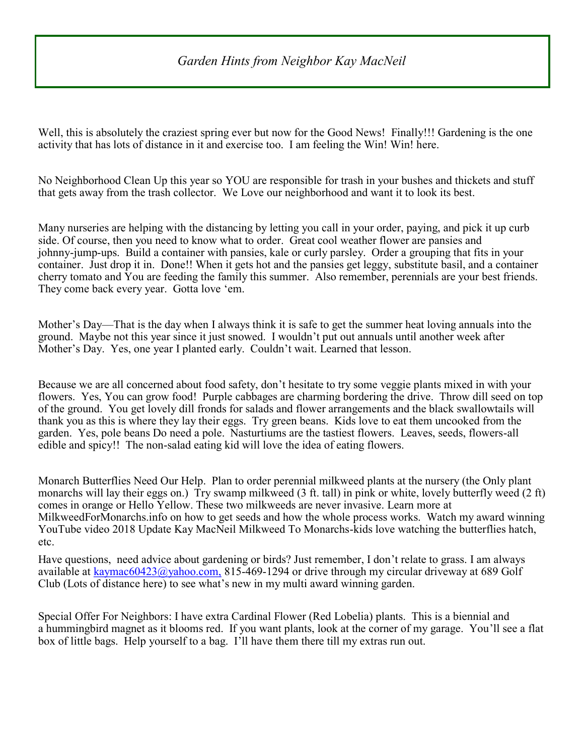*Garden Hints from Neighbor Kay MacNeil*

Well, this is absolutely the craziest spring ever but now for the Good News! Finally!!! Gardening is the one activity that has lots of distance in it and exercise too. I am feeling the Win! Win! here.

No Neighborhood Clean Up this year so YOU are responsible for trash in your bushes and thickets and stuff that gets away from the trash collector. We Love our neighborhood and want it to look its best.

Many nurseries are helping with the distancing by letting you call in your order, paying, and pick it up curb side. Of course, then you need to know what to order. Great cool weather flower are pansies and johnny-jump-ups. Build a container with pansies, kale or curly parsley. Order a grouping that fits in your container. Just drop it in. Done!! When it gets hot and the pansies get leggy, substitute basil, and a container cherry tomato and You are feeding the family this summer. Also remember, perennials are your best friends. They come back every year. Gotta love 'em.

Mother's Day—That is the day when I always think it is safe to get the summer heat loving annuals into the ground. Maybe not this year since it just snowed. I wouldn't put out annuals until another week after Mother's Day. Yes, one year I planted early. Couldn't wait. Learned that lesson.

Because we are all concerned about food safety, don't hesitate to try some veggie plants mixed in with your flowers. Yes, You can grow food! Purple cabbages are charming bordering the drive. Throw dill seed on top of the ground. You get lovely dill fronds for salads and flower arrangements and the black swallowtails will thank you as this is where they lay their eggs. Try green beans. Kids love to eat them uncooked from the garden. Yes, pole beans Do need a pole. Nasturtiums are the tastiest flowers. Leaves, seeds, flowers-all edible and spicy!! The non-salad eating kid will love the idea of eating flowers.

Monarch Butterflies Need Our Help. Plan to order perennial milkweed plants at the nursery (the Only plant monarchs will lay their eggs on.) Try swamp milkweed (3 ft. tall) in pink or white, lovely butterfly weed (2 ft) comes in orange or Hello Yellow. These two milkweeds are never invasive. Learn more at MilkweedForMonarchs.info on how to get seeds and how the whole process works. Watch my award winning YouTube video 2018 Update Kay MacNeil Milkweed To Monarchs-kids love watching the butterflies hatch, etc.

Have questions, need advice about gardening or birds? Just remember, I don't relate to grass. I am always available at kaymac60423@yahoo.com, 815-469-1294 or drive through my circular driveway at 689 Golf Club (Lots of distance here) to see what's new in my multi award winning garden.

Special Offer For Neighbors: I have extra Cardinal Flower (Red Lobelia) plants. This is a biennial and a hummingbird magnet as it blooms red. If you want plants, look at the corner of my garage. You'll see a flat box of little bags. Help yourself to a bag. I'll have them there till my extras run out.